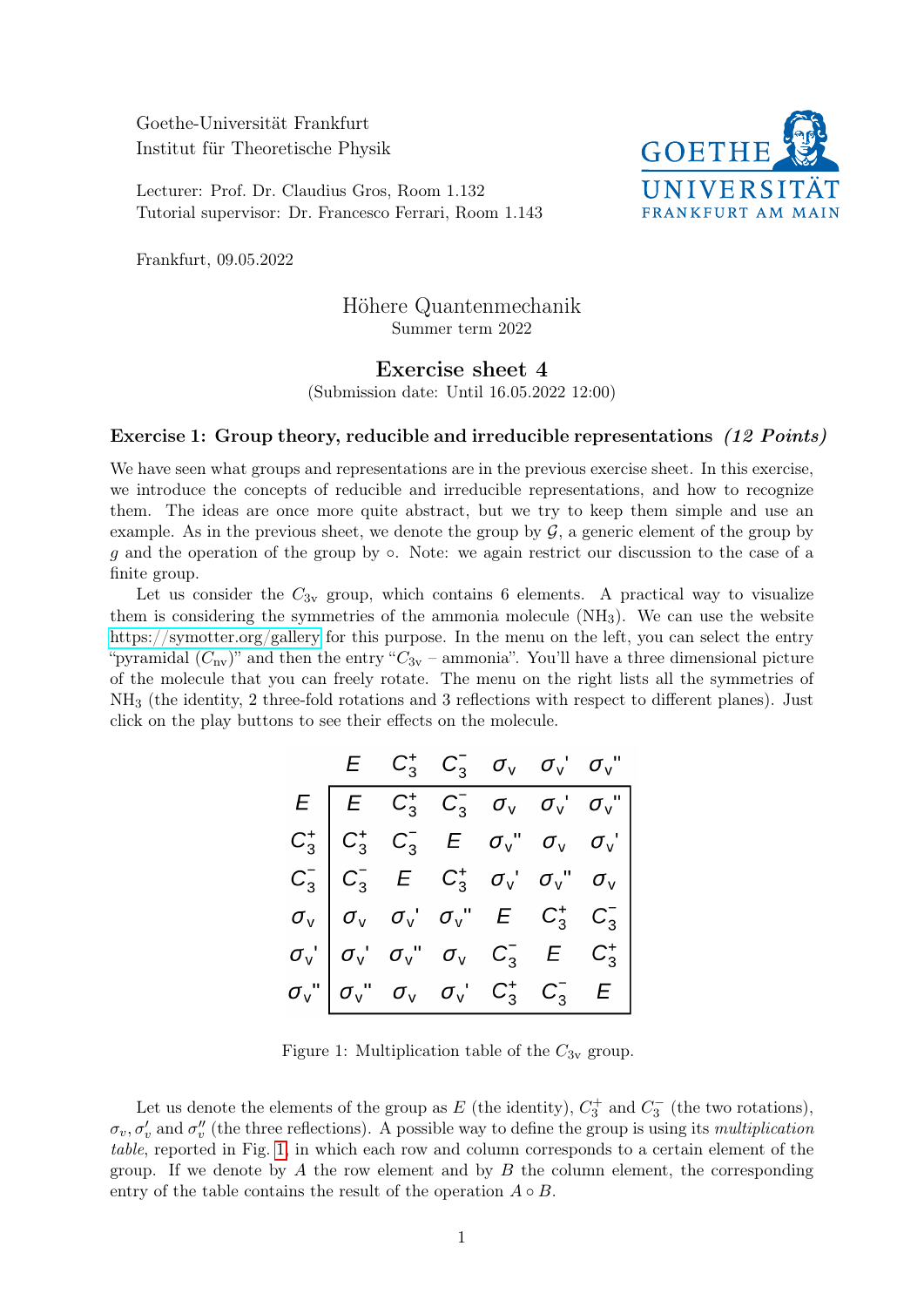Goethe-Universität Frankfurt
Institut für Theoretische Physik

Lecturer: Prof. Dr. Claudius Gros, Room 1.132
Tutorial supervisor: Dr. Francesco Ferrari, Room 1.143

GOETHE UNIVERSITÄT FRANKFURT AM MAIN

Frankfurt, 09.05.2022

# Höhere Quantenmechanik

Summer term 2022

## Exercise sheet 4

(Submission date: Until 16.05.2022 12:00)

### Exercise 1: Group theory, reducible and irreducible representations *(12 Points)*

We have seen what groups and representations are in the previous exercise sheet. In this exercise, we introduce the concepts of reducible and irreducible representations, and how to recognize them. The ideas are once more quite abstract, but we try to keep them simple and use an example. As in the previous sheet, we denote the group by $\mathcal{G}$, a generic element of the group by $g$ and the operation of the group by $\circ$. Note: we again restrict our discussion to the case of a finite group.

Let us consider the $C_{3\mathrm{v}}$ group, which contains 6 elements. A practical way to visualize them is considering the symmetries of the ammonia molecule ($NH_3$). We can use the website https://symotter.org/gallery for this purpose. In the menu on the left, you can select the entry "pyramidal ($C_{n\mathrm{v}}$)" and then the entry "$C_{3\mathrm{v}}$ – ammonia". You'll have a three dimensional picture of the molecule that you can freely rotate. The menu on the right lists all the symmetries of $NH_3$ (the identity, 2 three-fold rotations and 3 reflections with respect to different planes). Just click on the play buttons to see their effects on the molecule.

| | $E$ | $C_3^+$ | $C_3^-$ | $\sigma_v$ | $\sigma_v'$ | $\sigma_v''$ |
|---|---|---|---|---|---|---|
| $E$ | $E$ | $C_3^+$ | $C_3^-$ | $\sigma_v$ | $\sigma_v'$ | $\sigma_v''$ |
| $C_3^+$ | $C_3^+$ | $C_3^-$ | $E$ | $\sigma_v''$ | $\sigma_v$ | $\sigma_v'$ |
| $C_3^-$ | $C_3^-$ | $E$ | $C_3^+$ | $\sigma_v'$ | $\sigma_v''$ | $\sigma_v$ |
| $\sigma_v$ | $\sigma_v$ | $\sigma_v'$ | $\sigma_v''$ | $E$ | $C_3^+$ | $C_3^-$ |
| $\sigma_v'$ | $\sigma_v'$ | $\sigma_v''$ | $\sigma_v$ | $C_3^-$ | $E$ | $C_3^+$ |
| $\sigma_v''$ | $\sigma_v''$ | $\sigma_v$ | $\sigma_v'$ | $C_3^+$ | $C_3^-$ | $E$ |

Figure 1: Multiplication table of the $C_{3\mathrm{v}}$ group.

Let us denote the elements of the group as $E$ (the identity), $C_3^+$ and $C_3^-$ (the two rotations), $\sigma_v, \sigma_v'$ and $\sigma_v''$ (the three reflections). A possible way to define the group is using its *multiplication table*, reported in Fig. 1, in which each row and column corresponds to a certain element of the group. If we denote by $A$ the row element and by $B$ the column element, the corresponding entry of the table contains the result of the operation $A \circ B$.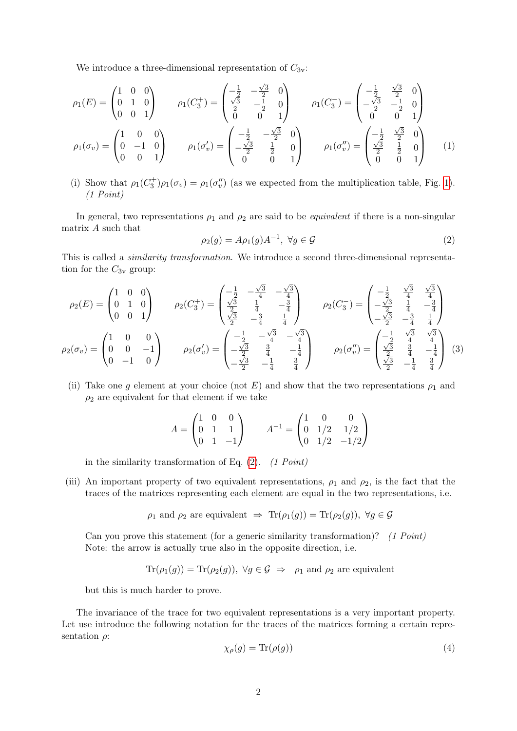We introduce a three-dimensional representation of $C_{3\mathrm{v}}$:

$$
\rho_1(E) = \begin{pmatrix} 1 & 0 & 0 \\ 0 & 1 & 0 \\ 0 & 0 & 1 \end{pmatrix} \qquad \rho_1(C_3^+) = \begin{pmatrix} -\frac{1}{2} & -\frac{\sqrt{3}}{2} & 0 \\ \frac{\sqrt{3}}{2} & -\frac{1}{2} & 0 \\ 0 & 0 & 1 \end{pmatrix} \qquad \rho_1(C_3^-) = \begin{pmatrix} -\frac{1}{2} & \frac{\sqrt{3}}{2} & 0 \\ -\frac{\sqrt{3}}{2} & -\frac{1}{2} & 0 \\ 0 & 0 & 1 \end{pmatrix}
$$

$$
\rho_1(\sigma_v) = \begin{pmatrix} 1 & 0 & 0 \\ 0 & -1 & 0 \\ 0 & 0 & 1 \end{pmatrix} \qquad \rho_1(\sigma_v') = \begin{pmatrix} -\frac{1}{2} & -\frac{\sqrt{3}}{2} & 0 \\ -\frac{\sqrt{3}}{2} & \frac{1}{2} & 0 \\ 0 & 0 & 1 \end{pmatrix} \qquad \rho_1(\sigma_v'') = \begin{pmatrix} -\frac{1}{2} & \frac{\sqrt{3}}{2} & 0 \\ \frac{\sqrt{3}}{2} & \frac{1}{2} & 0 \\ 0 & 0 & 1 \end{pmatrix} \tag{1}
$$

(i) Show that $\rho_1(C_3^+)\rho_1(\sigma_v) = \rho_1(\sigma_v'')$ (as we expected from the multiplication table, Fig. 1). *(1 Point)*

In general, two representations $\rho_1$ and $\rho_2$ are said to be *equivalent* if there is a non-singular matrix $A$ such that

$$
\rho_2(g) = A\rho_1(g)A^{-1}, \ \forall g \in \mathcal{G} \tag{2}
$$

This is called a *similarity transformation*. We introduce a second three-dimensional representation for the $C_{3\mathrm{v}}$ group:

$$
\rho_2(E) = \begin{pmatrix} 1 & 0 & 0 \\ 0 & 1 & 0 \\ 0 & 0 & 1 \end{pmatrix} \qquad \rho_2(C_3^+) = \begin{pmatrix} -\frac{1}{2} & -\frac{\sqrt{3}}{4} & -\frac{\sqrt{3}}{4} \\ \frac{\sqrt{3}}{2} & \frac{1}{4} & -\frac{3}{4} \\ \frac{\sqrt{3}}{2} & -\frac{3}{4} & \frac{1}{4} \end{pmatrix} \qquad \rho_2(C_3^-) = \begin{pmatrix} -\frac{1}{2} & \frac{\sqrt{3}}{4} & \frac{\sqrt{3}}{4} \\ -\frac{\sqrt{3}}{2} & \frac{1}{4} & -\frac{3}{4} \\ -\frac{\sqrt{3}}{2} & -\frac{3}{4} & \frac{1}{4} \end{pmatrix}
$$

$$
\rho_2(\sigma_v) = \begin{pmatrix} 1 & 0 & 0 \\ 0 & 0 & -1 \\ 0 & -1 & 0 \end{pmatrix} \qquad \rho_2(\sigma_v') = \begin{pmatrix} -\frac{1}{2} & -\frac{\sqrt{3}}{4} & -\frac{\sqrt{3}}{4} \\ -\frac{\sqrt{3}}{2} & \frac{3}{4} & -\frac{1}{4} \\ -\frac{\sqrt{3}}{2} & -\frac{1}{4} & \frac{3}{4} \end{pmatrix} \qquad \rho_2(\sigma_v'') = \begin{pmatrix} -\frac{1}{2} & \frac{\sqrt{3}}{4} & \frac{\sqrt{3}}{4} \\ \frac{\sqrt{3}}{2} & \frac{3}{4} & -\frac{1}{4} \\ \frac{\sqrt{3}}{2} & -\frac{1}{4} & \frac{3}{4} \end{pmatrix} \tag{3}
$$

(ii) Take one $g$ element at your choice (not $E$) and show that the two representations $\rho_1$ and $\rho_2$ are equivalent for that element if we take

$$
A = \begin{pmatrix} 1 & 0 & 0 \\ 0 & 1 & 1 \\ 0 & 1 & -1 \end{pmatrix} \qquad A^{-1} = \begin{pmatrix} 1 & 0 & 0 \\ 0 & 1/2 & 1/2 \\ 0 & 1/2 & -1/2 \end{pmatrix}
$$

in the similarity transformation of Eq. (2). *(1 Point)*

(iii) An important property of two equivalent representations, $\rho_1$ and $\rho_2$, is the fact that the traces of the matrices representing each element are equal in the two representations, i.e.

$$
\rho_1 \text{ and } \rho_2 \text{ are equivalent } \Rightarrow \ \mathrm{Tr}(\rho_1(g)) = \mathrm{Tr}(\rho_2(g)), \ \forall g \in \mathcal{G}
$$

Can you prove this statement (for a generic similarity transformation)? *(1 Point)*
Note: the arrow is actually true also in the opposite direction, i.e.

$$
\mathrm{Tr}(\rho_1(g)) = \mathrm{Tr}(\rho_2(g)), \ \forall g \in \mathcal{G} \ \Rightarrow \ \rho_1 \text{ and } \rho_2 \text{ are equivalent}
$$

but this is much harder to prove.

The invariance of the trace for two equivalent representations is a very important property. Let use introduce the following notation for the traces of the matrices forming a certain representation $\rho$:

$$
\chi_\rho(g) = \mathrm{Tr}(\rho(g)) \tag{4}
$$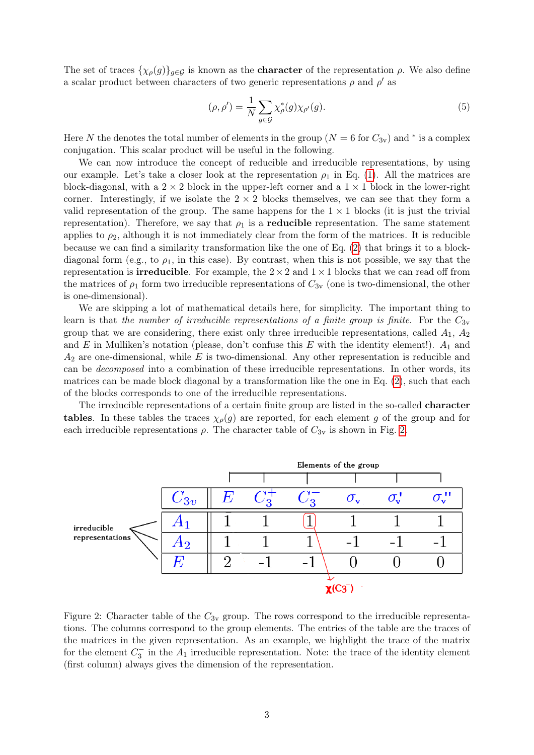The set of traces $\{\chi_\rho(g)\}_{g\in\mathcal{G}}$ is known as the **character** of the representation $\rho$. We also define a scalar product between characters of two generic representations $\rho$ and $\rho'$ as

$$(\rho, \rho') = \frac{1}{N}\sum_{g\in\mathcal{G}} \chi^*_\rho(g)\chi_{\rho'}(g). \tag{5}$$

Here $N$ the denotes the total number of elements in the group ($N = 6$ for $C_{3\text{v}}$) and $^*$ is a complex conjugation. This scalar product will be useful in the following.

We can now introduce the concept of reducible and irreducible representations, by using our example. Let's take a closer look at the representation $\rho_1$ in Eq. (1). All the matrices are block-diagonal, with a $2\times 2$ block in the upper-left corner and a $1\times 1$ block in the lower-right corner. Interestingly, if we isolate the $2\times 2$ blocks themselves, we can see that they form a valid representation of the group. The same happens for the $1\times 1$ blocks (it is just the trivial representation). Therefore, we say that $\rho_1$ is a **reducible** representation. The same statement applies to $\rho_2$, although it is not immediately clear from the form of the matrices. It is reducible because we can find a similarity transformation like the one of Eq. (2) that brings it to a block-diagonal form (e.g., to $\rho_1$, in this case). By contrast, when this is not possible, we say that the representation is **irreducible**. For example, the $2\times 2$ and $1\times 1$ blocks that we can read off from the matrices of $\rho_1$ form two irreducible representations of $C_{3\text{v}}$ (one is two-dimensional, the other is one-dimensional).

We are skipping a lot of mathematical details here, for simplicity. The important thing to learn is that *the number of irreducible representations of a finite group is finite*. For the $C_{3\text{v}}$ group that we are considering, there exist only three irreducible representations, called $A_1$, $A_2$ and $E$ in Mulliken's notation (please, don't confuse this $E$ with the identity element!). $A_1$ and $A_2$ are one-dimensional, while $E$ is two-dimensional. Any other representation is reducible and can be *decomposed* into a combination of these irreducible representations. In other words, its matrices can be made block diagonal by a transformation like the one in Eq. (2), such that each of the blocks corresponds to one of the irreducible representations.

The irreducible representations of a certain finite group are listed in the so-called **character tables**. In these tables the traces $\chi_\rho(g)$ are reported, for each element $g$ of the group and for each irreducible representations $\rho$. The character table of $C_{3\text{v}}$ is shown in Fig. 2.

| $C_{3v}$ | $E$ | $C_3^+$ | $C_3^-$ | $\sigma_\text{v}$ | $\sigma_\text{v}'$ | $\sigma_\text{v}''$ |
|---|---|---|---|---|---|---|
| $A_1$ | 1 | 1 | 1 | 1 | 1 | 1 |
| $A_2$ | 1 | 1 | 1 | -1 | -1 | -1 |
| $E$ | 2 | -1 | -1 | 0 | 0 | 0 |

Figure 2: Character table of the $C_{3\text{v}}$ group. The rows correspond to the irreducible representations. The columns correspond to the group elements. The entries of the table are the traces of the matrices in the given representation. As an example, we highlight the trace of the matrix for the element $C_3^-$ in the $A_1$ irreducible representation. Note: the trace of the identity element (first column) always gives the dimension of the representation.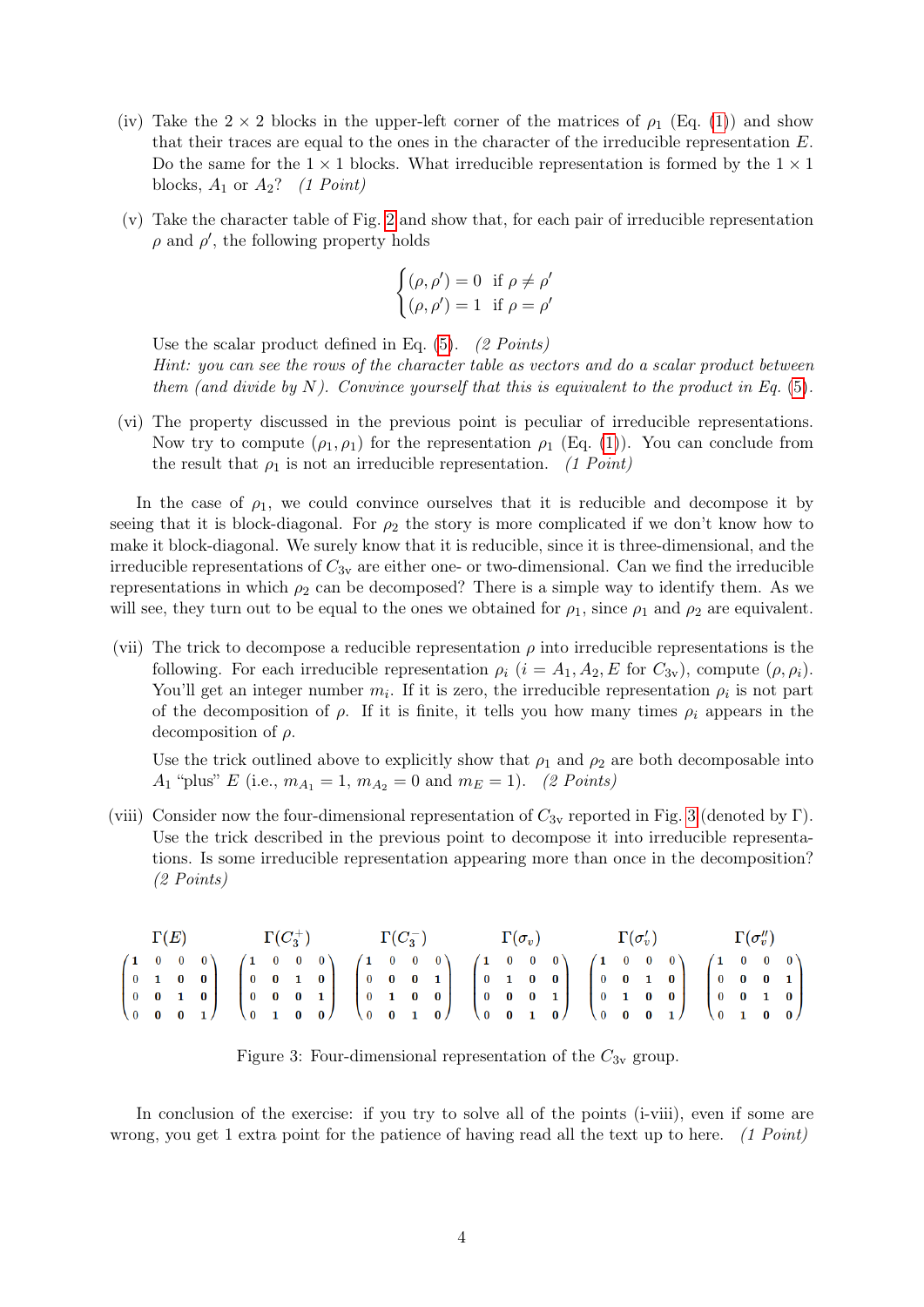(iv) Take the $2 \times 2$ blocks in the upper-left corner of the matrices of $\rho_1$ (Eq. (1)) and show that their traces are equal to the ones in the character of the irreducible representation $E$. Do the same for the $1 \times 1$ blocks. What irreducible representation is formed by the $1 \times 1$ blocks, $A_1$ or $A_2$? *(1 Point)*

(v) Take the character table of Fig. 2 and show that, for each pair of irreducible representation $\rho$ and $\rho'$, the following property holds

$$\begin{cases} (\rho, \rho') = 0 & \text{if } \rho \neq \rho' \\ (\rho, \rho') = 1 & \text{if } \rho = \rho' \end{cases}$$

Use the scalar product defined in Eq. (5). *(2 Points)*
*Hint: you can see the rows of the character table as vectors and do a scalar product between them (and divide by $N$). Convince yourself that this is equivalent to the product in Eq. (5).*

(vi) The property discussed in the previous point is peculiar of irreducible representations. Now try to compute $(\rho_1, \rho_1)$ for the representation $\rho_1$ (Eq. (1)). You can conclude from the result that $\rho_1$ is not an irreducible representation. *(1 Point)*

In the case of $\rho_1$, we could convince ourselves that it is reducible and decompose it by seeing that it is block-diagonal. For $\rho_2$ the story is more complicated if we don't know how to make it block-diagonal. We surely know that it is reducible, since it is three-dimensional, and the irreducible representations of $C_{3v}$ are either one- or two-dimensional. Can we find the irreducible representations in which $\rho_2$ can be decomposed? There is a simple way to identify them. As we will see, they turn out to be equal to the ones we obtained for $\rho_1$, since $\rho_1$ and $\rho_2$ are equivalent.

(vii) The trick to decompose a reducible representation $\rho$ into irreducible representations is the following. For each irreducible representation $\rho_i$ ($i = A_1, A_2, E$ for $C_{3v}$), compute $(\rho, \rho_i)$. You'll get an integer number $m_i$. If it is zero, the irreducible representation $\rho_i$ is not part of the decomposition of $\rho$. If it is finite, it tells you how many times $\rho_i$ appears in the decomposition of $\rho$.

Use the trick outlined above to explicitly show that $\rho_1$ and $\rho_2$ are both decomposable into $A_1$ "plus" $E$ (i.e., $m_{A_1} = 1$, $m_{A_2} = 0$ and $m_E = 1$). *(2 Points)*

(viii) Consider now the four-dimensional representation of $C_{3v}$ reported in Fig. 3 (denoted by $\Gamma$). Use the trick described in the previous point to decompose it into irreducible representations. Is some irreducible representation appearing more than once in the decomposition? *(2 Points)*

$$\Gamma(E) = \begin{pmatrix} 1 & 0 & 0 & 0 \\ 0 & 1 & 0 & 0 \\ 0 & 0 & 1 & 0 \\ 0 & 0 & 0 & 1 \end{pmatrix} \quad \Gamma(C_3^+) = \begin{pmatrix} 1 & 0 & 0 & 0 \\ 0 & 0 & 1 & 0 \\ 0 & 0 & 0 & 1 \\ 0 & 1 & 0 & 0 \end{pmatrix} \quad \Gamma(C_3^-) = \begin{pmatrix} 1 & 0 & 0 & 0 \\ 0 & 0 & 0 & 1 \\ 0 & 1 & 0 & 0 \\ 0 & 0 & 1 & 0 \end{pmatrix}$$

$$\Gamma(\sigma_v) = \begin{pmatrix} 1 & 0 & 0 & 0 \\ 0 & 1 & 0 & 0 \\ 0 & 0 & 0 & 1 \\ 0 & 0 & 1 & 0 \end{pmatrix} \quad \Gamma(\sigma_v') = \begin{pmatrix} 1 & 0 & 0 & 0 \\ 0 & 0 & 1 & 0 \\ 0 & 1 & 0 & 0 \\ 0 & 0 & 0 & 1 \end{pmatrix} \quad \Gamma(\sigma_v'') = \begin{pmatrix} 1 & 0 & 0 & 0 \\ 0 & 0 & 0 & 1 \\ 0 & 0 & 1 & 0 \\ 0 & 1 & 0 & 0 \end{pmatrix}$$

Figure 3: Four-dimensional representation of the $C_{3v}$ group.

In conclusion of the exercise: if you try to solve all of the points (i-viii), even if some are wrong, you get 1 extra point for the patience of having read all the text up to here. *(1 Point)*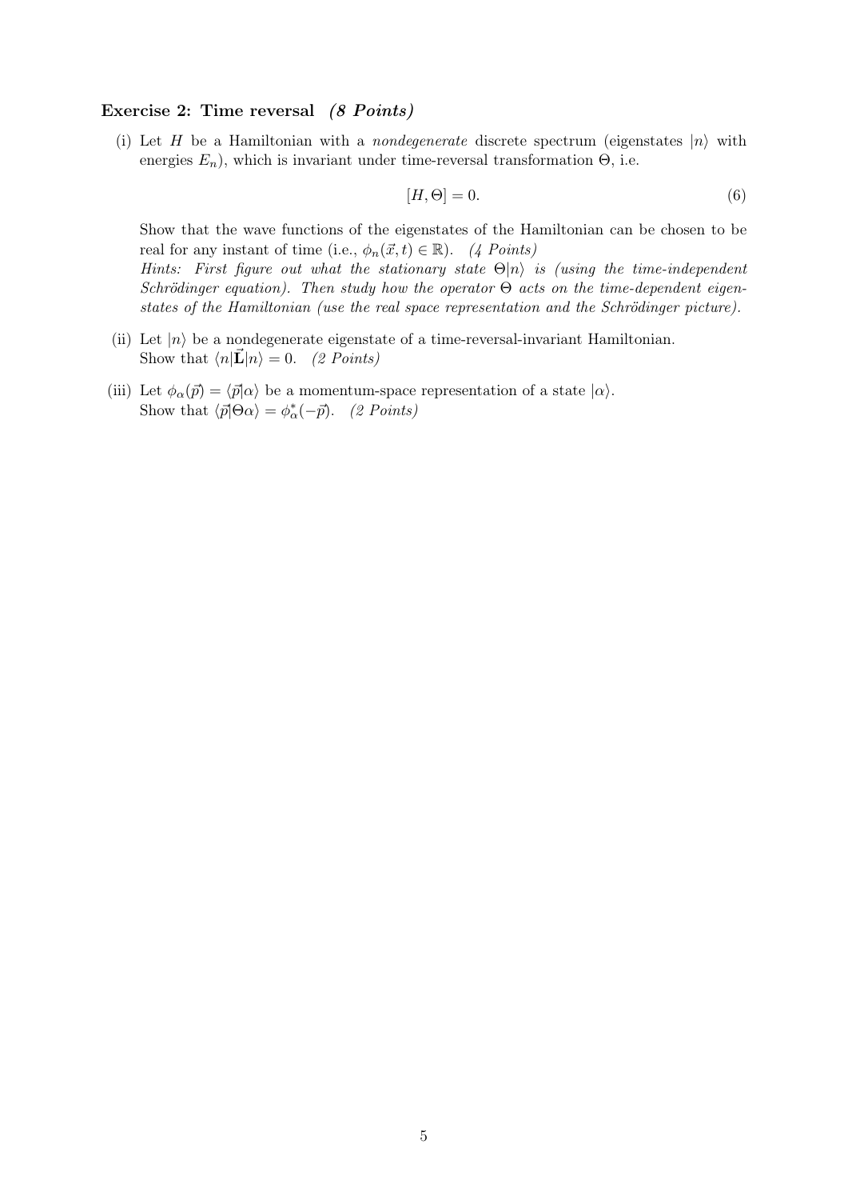**Exercise 2: Time reversal** ***(8 Points)***

(i) Let $H$ be a Hamiltonian with a *nondegenerate* discrete spectrum (eigenstates $|n\rangle$ with energies $E_n$), which is invariant under time-reversal transformation $\Theta$, i.e.

$$[H, \Theta] = 0. \tag{6}$$

Show that the wave functions of the eigenstates of the Hamiltonian can be chosen to be real for any instant of time (i.e., $\phi_n(\vec{x}, t) \in \mathbb{R}$). *(4 Points)*
*Hints: First figure out what the stationary state $\Theta|n\rangle$ is (using the time-independent Schrödinger equation). Then study how the operator $\Theta$ acts on the time-dependent eigenstates of the Hamiltonian (use the real space representation and the Schrödinger picture).*

(ii) Let $|n\rangle$ be a nondegenerate eigenstate of a time-reversal-invariant Hamiltonian.
Show that $\langle n|\vec{\mathbf{L}}|n\rangle = 0$. *(2 Points)*

(iii) Let $\phi_\alpha(\vec{p}) = \langle \vec{p}|\alpha\rangle$ be a momentum-space representation of a state $|\alpha\rangle$.
Show that $\langle \vec{p}|\Theta\alpha\rangle = \phi^*_\alpha(-\vec{p})$. *(2 Points)*